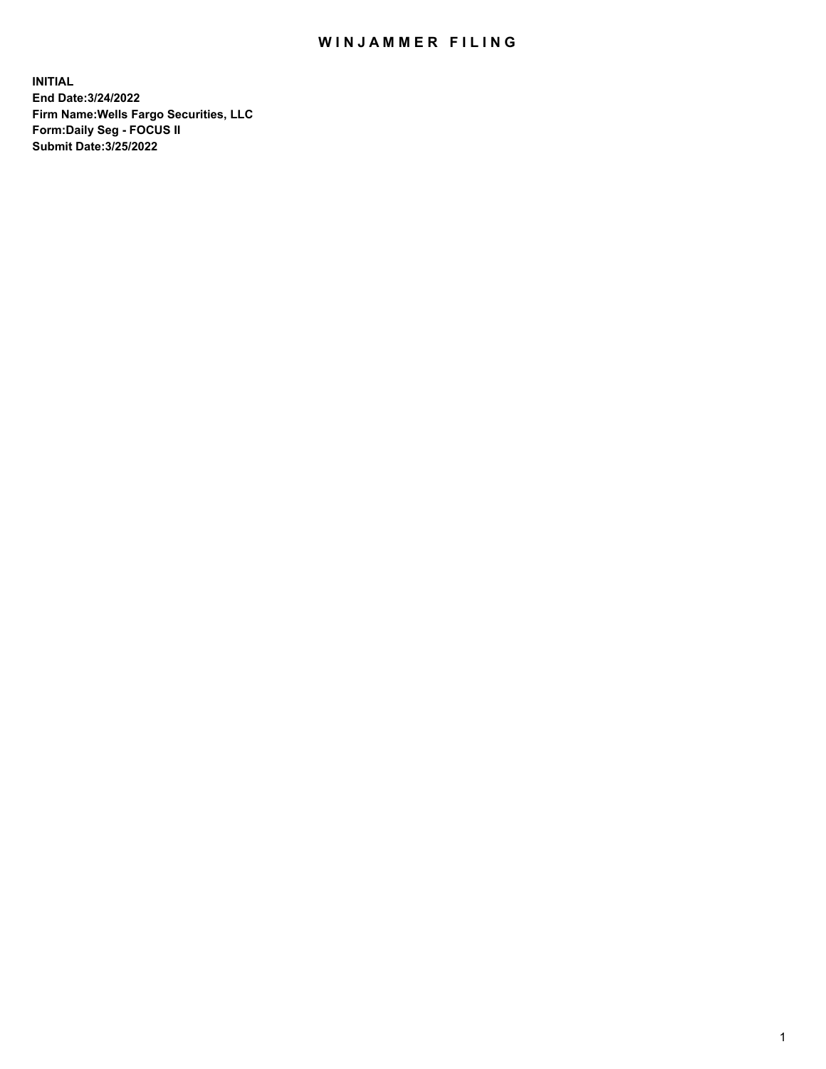# WINJAMMER FILING

**INITIAL**
**End Date:3/24/2022**
**Firm Name:Wells Fargo Securities, LLC**
**Form:Daily Seg - FOCUS II**
**Submit Date:3/25/2022**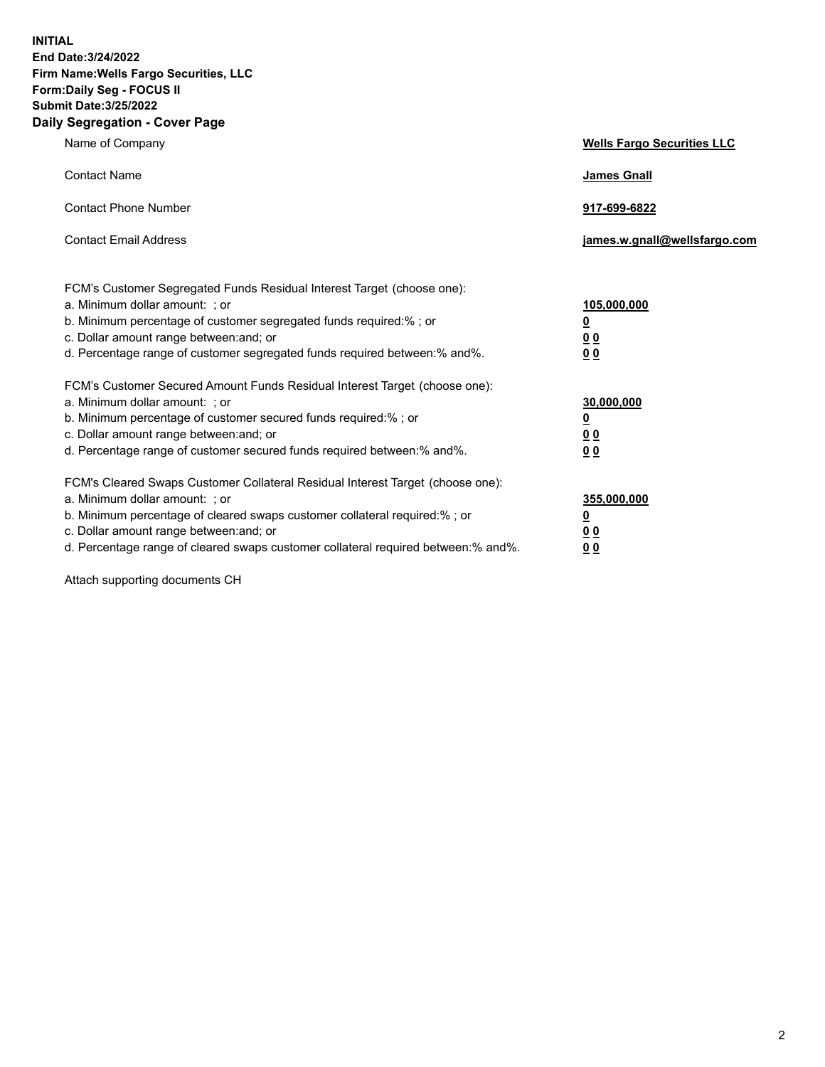**INITIAL**
**End Date:3/24/2022**
**Firm Name:Wells Fargo Securities, LLC**
**Form:Daily Seg - FOCUS II**
**Submit Date:3/25/2022**

## Daily Segregation - Cover Page

| | |
|---|---|
| Name of Company | **Wells Fargo Securities LLC** |
| Contact Name | **James Gnall** |
| Contact Phone Number | **917-699-6822** |
| Contact Email Address | **james.w.gnall@wellsfargo.com** |

| | |
|---|---|
| FCM's Customer Segregated Funds Residual Interest Target (choose one): | |
| a. Minimum dollar amount: ; or | **105,000,000** |
| b. Minimum percentage of customer segregated funds required:% ; or | **0** |
| c. Dollar amount range between:and; or | **0 0** |
| d. Percentage range of customer segregated funds required between:% and%. | **0 0** |
| FCM's Customer Secured Amount Funds Residual Interest Target (choose one): | |
| a. Minimum dollar amount: ; or | **30,000,000** |
| b. Minimum percentage of customer secured funds required:% ; or | **0** |
| c. Dollar amount range between:and; or | **0 0** |
| d. Percentage range of customer secured funds required between:% and%. | **0 0** |
| FCM's Cleared Swaps Customer Collateral Residual Interest Target (choose one): | |
| a. Minimum dollar amount: ; or | **355,000,000** |
| b. Minimum percentage of cleared swaps customer collateral required:% ; or | **0** |
| c. Dollar amount range between:and; or | **0 0** |
| d. Percentage range of cleared swaps customer collateral required between:% and%. | **0 0** |

Attach supporting documents CH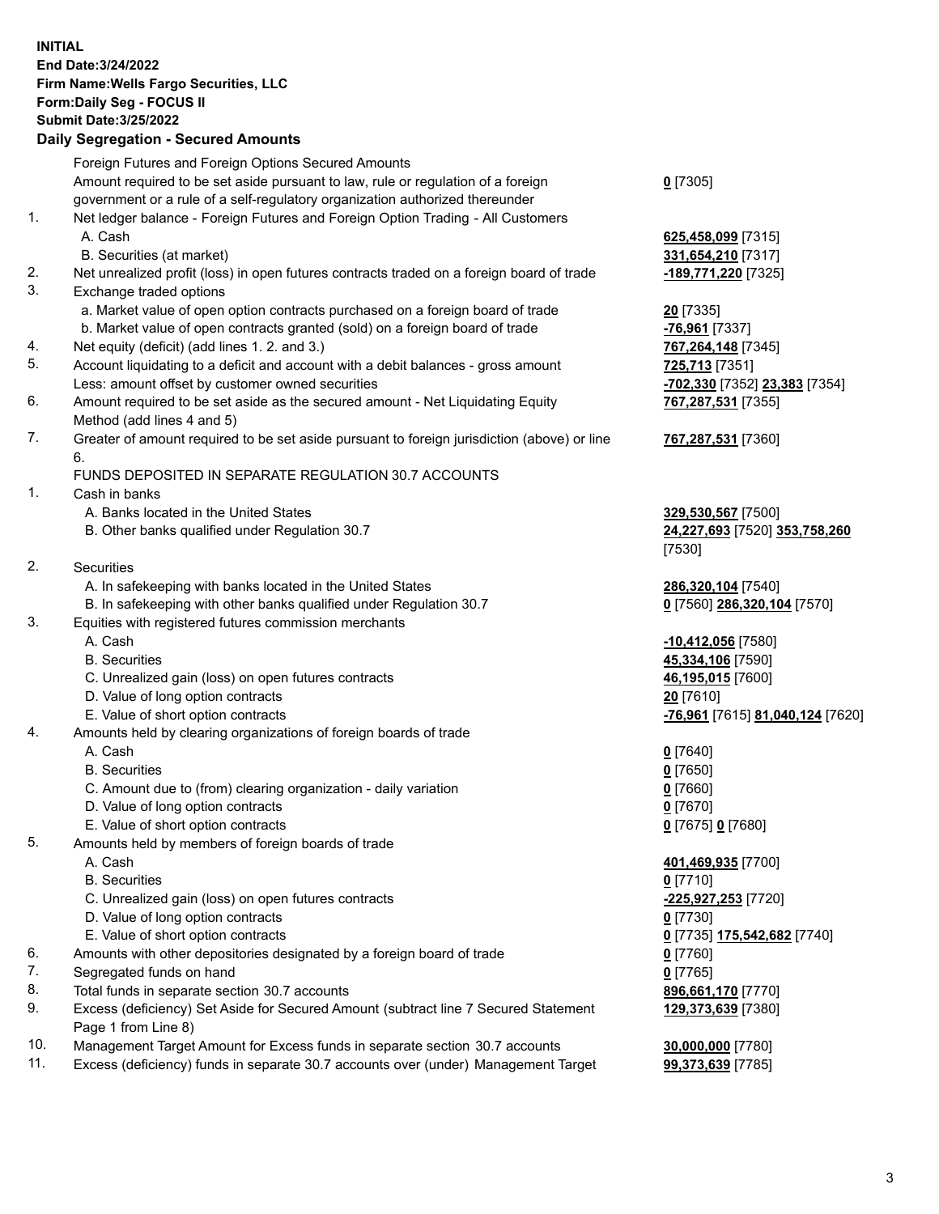**INITIAL**
**End Date:3/24/2022**
**Firm Name:Wells Fargo Securities, LLC**
**Form:Daily Seg - FOCUS II**
**Submit Date:3/25/2022**

## Daily Segregation - Secured Amounts

| | | |
|---|---|---|
| | Foreign Futures and Foreign Options Secured Amounts | |
| | Amount required to be set aside pursuant to law, rule or regulation of a foreign government or a rule of a self-regulatory organization authorized thereunder | **0** [7305] |
| 1. | Net ledger balance - Foreign Futures and Foreign Option Trading - All Customers | |
| | A. Cash | **625,458,099** [7315] |
| | B. Securities (at market) | **331,654,210** [7317] |
| 2. | Net unrealized profit (loss) in open futures contracts traded on a foreign board of trade | **-189,771,220** [7325] |
| 3. | Exchange traded options | |
| | a. Market value of open option contracts purchased on a foreign board of trade | **20** [7335] |
| | b. Market value of open contracts granted (sold) on a foreign board of trade | **-76,961** [7337] |
| 4. | Net equity (deficit) (add lines 1. 2. and 3.) | **767,264,148** [7345] |
| 5. | Account liquidating to a deficit and account with a debit balances - gross amount | **725,713** [7351] |
| | Less: amount offset by customer owned securities | **-702,330** [7352] **23,383** [7354] |
| 6. | Amount required to be set aside as the secured amount - Net Liquidating Equity Method (add lines 4 and 5) | **767,287,531** [7355] |
| 7. | Greater of amount required to be set aside pursuant to foreign jurisdiction (above) or line 6. | **767,287,531** [7360] |
| | FUNDS DEPOSITED IN SEPARATE REGULATION 30.7 ACCOUNTS | |
| 1. | Cash in banks | |
| | A. Banks located in the United States | **329,530,567** [7500] |
| | B. Other banks qualified under Regulation 30.7 | **24,227,693** [7520] **353,758,260** [7530] |
| 2. | Securities | |
| | A. In safekeeping with banks located in the United States | **286,320,104** [7540] |
| | B. In safekeeping with other banks qualified under Regulation 30.7 | **0** [7560] **286,320,104** [7570] |
| 3. | Equities with registered futures commission merchants | |
| | A. Cash | **-10,412,056** [7580] |
| | B. Securities | **45,334,106** [7590] |
| | C. Unrealized gain (loss) on open futures contracts | **46,195,015** [7600] |
| | D. Value of long option contracts | **20** [7610] |
| | E. Value of short option contracts | **-76,961** [7615] **81,040,124** [7620] |
| 4. | Amounts held by clearing organizations of foreign boards of trade | |
| | A. Cash | **0** [7640] |
| | B. Securities | **0** [7650] |
| | C. Amount due to (from) clearing organization - daily variation | **0** [7660] |
| | D. Value of long option contracts | **0** [7670] |
| | E. Value of short option contracts | **0** [7675] **0** [7680] |
| 5. | Amounts held by members of foreign boards of trade | |
| | A. Cash | **401,469,935** [7700] |
| | B. Securities | **0** [7710] |
| | C. Unrealized gain (loss) on open futures contracts | **-225,927,253** [7720] |
| | D. Value of long option contracts | **0** [7730] |
| | E. Value of short option contracts | **0** [7735] **175,542,682** [7740] |
| 6. | Amounts with other depositories designated by a foreign board of trade | **0** [7760] |
| 7. | Segregated funds on hand | **0** [7765] |
| 8. | Total funds in separate section 30.7 accounts | **896,661,170** [7770] |
| 9. | Excess (deficiency) Set Aside for Secured Amount (subtract line 7 Secured Statement Page 1 from Line 8) | **129,373,639** [7380] |
| 10. | Management Target Amount for Excess funds in separate section 30.7 accounts | **30,000,000** [7780] |
| 11. | Excess (deficiency) funds in separate 30.7 accounts over (under) Management Target | **99,373,639** [7785] |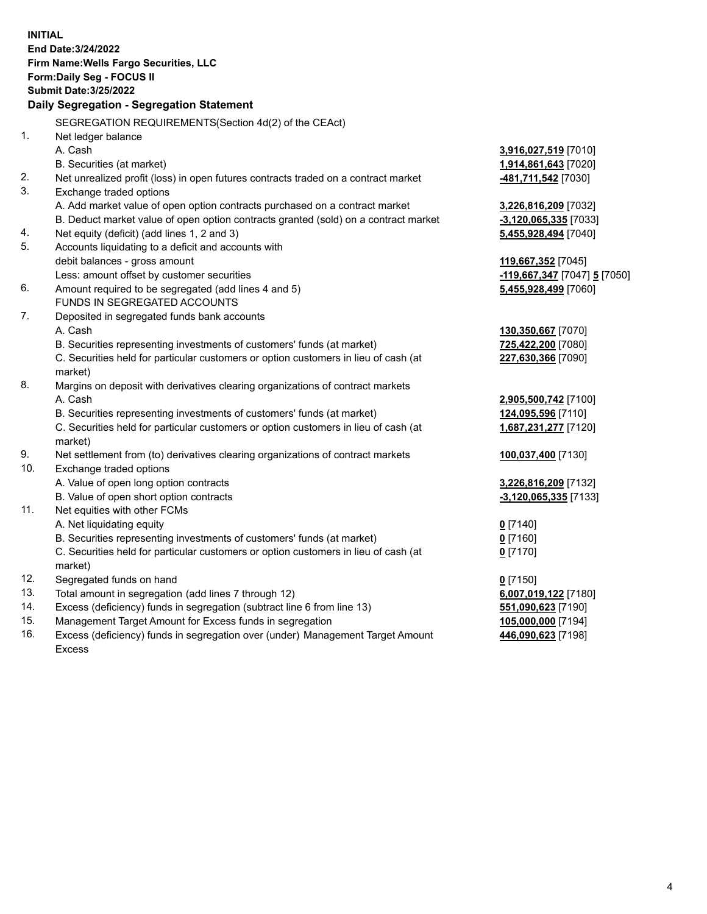**INITIAL**
**End Date:3/24/2022**
**Firm Name:Wells Fargo Securities, LLC**
**Form:Daily Seg - FOCUS II**
**Submit Date:3/25/2022**

## Daily Segregation - Segregation Statement

SEGREGATION REQUIREMENTS(Section 4d(2) of the CEAct)

| | | |
|---|---|---|
| 1. | Net ledger balance | |
| | A. Cash | **3,916,027,519** [7010] |
| | B. Securities (at market) | **1,914,861,643** [7020] |
| 2. | Net unrealized profit (loss) in open futures contracts traded on a contract market | **-481,711,542** [7030] |
| 3. | Exchange traded options | |
| | A. Add market value of open option contracts purchased on a contract market | **3,226,816,209** [7032] |
| | B. Deduct market value of open option contracts granted (sold) on a contract market | **-3,120,065,335** [7033] |
| 4. | Net equity (deficit) (add lines 1, 2 and 3) | **5,455,928,494** [7040] |
| 5. | Accounts liquidating to a deficit and accounts with debit balances - gross amount | **119,667,352** [7045] |
| | Less: amount offset by customer securities | **-119,667,347** [7047] **5** [7050] |
| 6. | Amount required to be segregated (add lines 4 and 5) | **5,455,928,499** [7060] |
| | FUNDS IN SEGREGATED ACCOUNTS | |
| 7. | Deposited in segregated funds bank accounts | |
| | A. Cash | **130,350,667** [7070] |
| | B. Securities representing investments of customers' funds (at market) | **725,422,200** [7080] |
| | C. Securities held for particular customers or option customers in lieu of cash (at market) | **227,630,366** [7090] |
| 8. | Margins on deposit with derivatives clearing organizations of contract markets | |
| | A. Cash | **2,905,500,742** [7100] |
| | B. Securities representing investments of customers' funds (at market) | **124,095,596** [7110] |
| | C. Securities held for particular customers or option customers in lieu of cash (at market) | **1,687,231,277** [7120] |
| 9. | Net settlement from (to) derivatives clearing organizations of contract markets | **100,037,400** [7130] |
| 10. | Exchange traded options | |
| | A. Value of open long option contracts | **3,226,816,209** [7132] |
| | B. Value of open short option contracts | **-3,120,065,335** [7133] |
| 11. | Net equities with other FCMs | |
| | A. Net liquidating equity | **0** [7140] |
| | B. Securities representing investments of customers' funds (at market) | **0** [7160] |
| | C. Securities held for particular customers or option customers in lieu of cash (at market) | **0** [7170] |
| 12. | Segregated funds on hand | **0** [7150] |
| 13. | Total amount in segregation (add lines 7 through 12) | **6,007,019,122** [7180] |
| 14. | Excess (deficiency) funds in segregation (subtract line 6 from line 13) | **551,090,623** [7190] |
| 15. | Management Target Amount for Excess funds in segregation | **105,000,000** [7194] |
| 16. | Excess (deficiency) funds in segregation over (under) Management Target Amount Excess | **446,090,623** [7198] |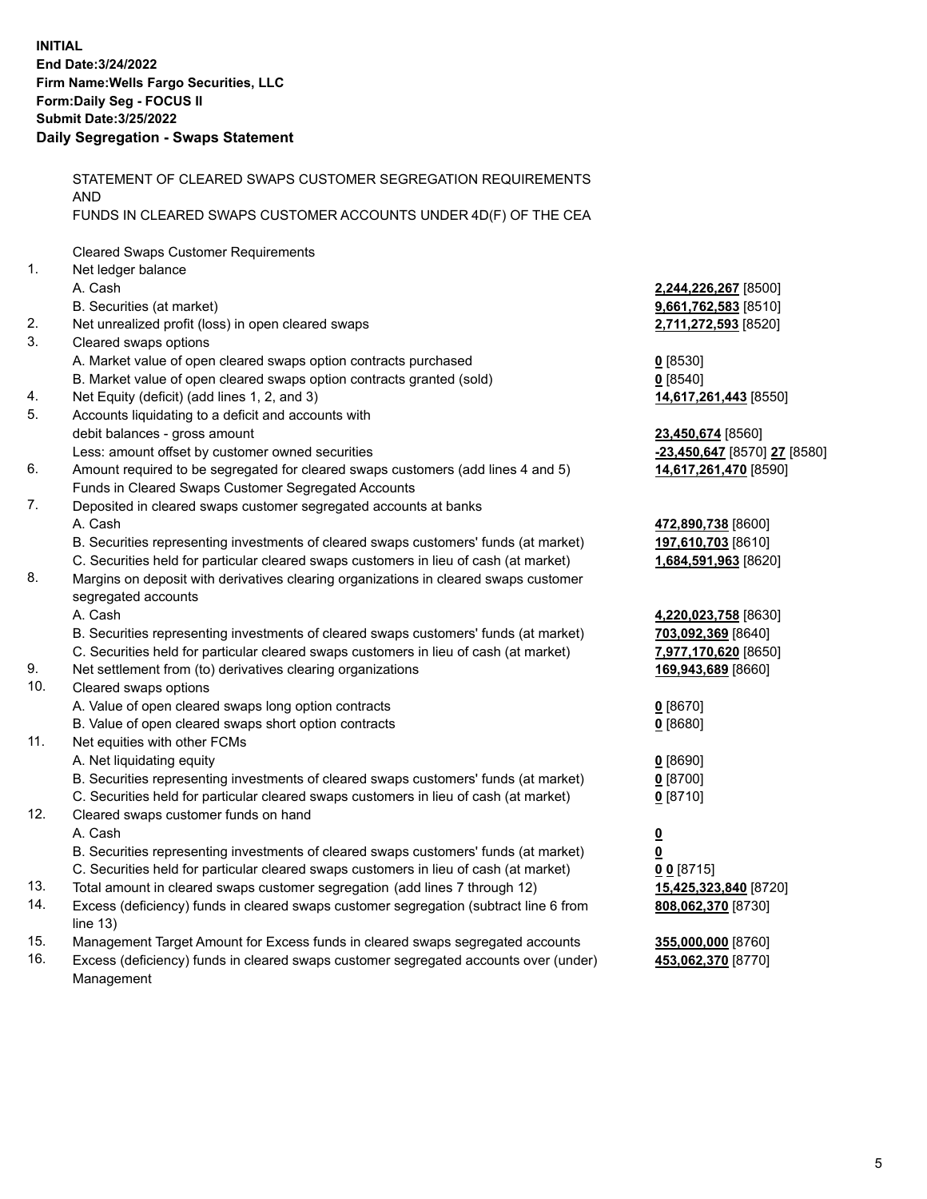**INITIAL**
**End Date:3/24/2022**
**Firm Name:Wells Fargo Securities, LLC**
**Form:Daily Seg - FOCUS II**
**Submit Date:3/25/2022**
**Daily Segregation - Swaps Statement**

STATEMENT OF CLEARED SWAPS CUSTOMER SEGREGATION REQUIREMENTS AND FUNDS IN CLEARED SWAPS CUSTOMER ACCOUNTS UNDER 4D(F) OF THE CEA

| | | |
|---|---|---|
| | Cleared Swaps Customer Requirements | |
| 1. | Net ledger balance | |
| | A. Cash | **2,244,226,267** [8500] |
| | B. Securities (at market) | **9,661,762,583** [8510] |
| 2. | Net unrealized profit (loss) in open cleared swaps | **2,711,272,593** [8520] |
| 3. | Cleared swaps options | |
| | A. Market value of open cleared swaps option contracts purchased | **0** [8530] |
| | B. Market value of open cleared swaps option contracts granted (sold) | **0** [8540] |
| 4. | Net Equity (deficit) (add lines 1, 2, and 3) | **14,617,261,443** [8550] |
| 5. | Accounts liquidating to a deficit and accounts with debit balances - gross amount | **23,450,674** [8560] |
| | Less: amount offset by customer owned securities | **-23,450,647** [8570] **27** [8580] |
| 6. | Amount required to be segregated for cleared swaps customers (add lines 4 and 5) | **14,617,261,470** [8590] |
| | Funds in Cleared Swaps Customer Segregated Accounts | |
| 7. | Deposited in cleared swaps customer segregated accounts at banks | |
| | A. Cash | **472,890,738** [8600] |
| | B. Securities representing investments of cleared swaps customers' funds (at market) | **197,610,703** [8610] |
| | C. Securities held for particular cleared swaps customers in lieu of cash (at market) | **1,684,591,963** [8620] |
| 8. | Margins on deposit with derivatives clearing organizations in cleared swaps customer segregated accounts | |
| | A. Cash | **4,220,023,758** [8630] |
| | B. Securities representing investments of cleared swaps customers' funds (at market) | **703,092,369** [8640] |
| | C. Securities held for particular cleared swaps customers in lieu of cash (at market) | **7,977,170,620** [8650] |
| 9. | Net settlement from (to) derivatives clearing organizations | **169,943,689** [8660] |
| 10. | Cleared swaps options | |
| | A. Value of open cleared swaps long option contracts | **0** [8670] |
| | B. Value of open cleared swaps short option contracts | **0** [8680] |
| 11. | Net equities with other FCMs | |
| | A. Net liquidating equity | **0** [8690] |
| | B. Securities representing investments of cleared swaps customers' funds (at market) | **0** [8700] |
| | C. Securities held for particular cleared swaps customers in lieu of cash (at market) | **0** [8710] |
| 12. | Cleared swaps customer funds on hand | |
| | A. Cash | **0** |
| | B. Securities representing investments of cleared swaps customers' funds (at market) | **0** |
| | C. Securities held for particular cleared swaps customers in lieu of cash (at market) | **0** **0** [8715] |
| 13. | Total amount in cleared swaps customer segregation (add lines 7 through 12) | **15,425,323,840** [8720] |
| 14. | Excess (deficiency) funds in cleared swaps customer segregation (subtract line 6 from line 13) | **808,062,370** [8730] |
| 15. | Management Target Amount for Excess funds in cleared swaps segregated accounts | **355,000,000** [8760] |
| 16. | Excess (deficiency) funds in cleared swaps customer segregated accounts over (under) Management | **453,062,370** [8770] |